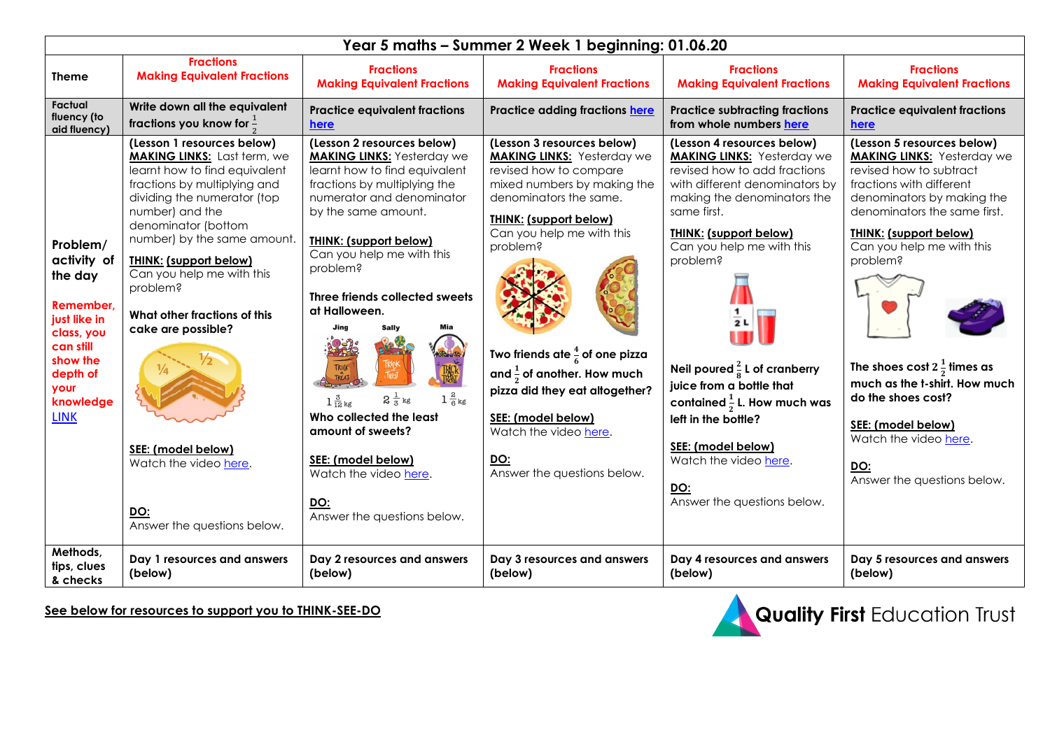| Year 5 maths – Summer 2 Week 1 beginning: 01.06.20 | | | | | |
|---|---|---|---|---|---|
| **Theme** | **Fractions Making Equivalent Fractions** | **Fractions Making Equivalent Fractions** | **Fractions Making Equivalent Fractions** | **Fractions Making Equivalent Fractions** | **Fractions Making Equivalent Fractions** |
| **Factual fluency (to aid fluency)** | **Write down all the equivalent fractions you know for $\frac{1}{2}$** | **Practice equivalent fractions here** | **Practice adding fractions here** | **Practice subtracting fractions from whole numbers here** | **Practice equivalent fractions here** |
| **Problem/ activity of the day**<br><br>**Remember, just like in class, you can still show the depth of your knowledge LINK** | **(Lesson 1 resources below)**<br>**MAKING LINKS:** Last term, we learnt how to find equivalent fractions by multiplying and dividing the numerator (top number) and the denominator (bottom number) by the same amount.<br>**THINK: (support below)**<br>Can you help me with this problem?<br>**What other fractions of this cake are possible?**<br>$\frac{1}{4}$ $\frac{1}{2}$<br>**SEE: (model below)**<br>Watch the video here.<br>**DO:**<br>Answer the questions below. | **(Lesson 2 resources below)**<br>**MAKING LINKS:** Yesterday we learnt how to find equivalent fractions by multiplying the numerator and denominator by the same amount.<br>**THINK: (support below)**<br>Can you help me with this problem?<br>**Three friends collected sweets at Halloween.**<br>Jing $1\frac{3}{12}$ kg, Sally $2\frac{1}{3}$ kg, Mia $1\frac{2}{6}$ kg<br>**Who collected the least amount of sweets?**<br>**SEE: (model below)**<br>Watch the video here.<br>**DO:**<br>Answer the questions below. | **(Lesson 3 resources below)**<br>**MAKING LINKS:** Yesterday we revised how to compare mixed numbers by making the denominators the same.<br>**THINK: (support below)**<br>Can you help me with this problem?<br>**Two friends ate $\frac{4}{6}$ of one pizza and $\frac{1}{2}$ of another. How much pizza did they eat altogether?**<br>**SEE: (model below)**<br>Watch the video here.<br>**DO:**<br>Answer the questions below. | **(Lesson 4 resources below)**<br>**MAKING LINKS:** Yesterday we revised how to add fractions with different denominators by making the denominators the same first.<br>**THINK: (support below)**<br>Can you help me with this problem?<br>$\frac{1}{2}$ L<br>**Neil poured $\frac{2}{8}$ L of cranberry juice from a bottle that contained $\frac{1}{2}$ L. How much was left in the bottle?**<br>**SEE: (model below)**<br>Watch the video here.<br>**DO:**<br>Answer the questions below. | **(Lesson 5 resources below)**<br>**MAKING LINKS:** Yesterday we revised how to subtract fractions with different denominators by making the denominators the same first.<br>**THINK: (support below)**<br>Can you help me with this problem?<br>**The shoes cost $2\frac{1}{2}$ times as much as the t-shirt. How much do the shoes cost?**<br>**SEE: (model below)**<br>Watch the video here.<br>**DO:**<br>Answer the questions below. |
| **Methods, tips, clues & checks** | **Day 1 resources and answers (below)** | **Day 2 resources and answers (below)** | **Day 3 resources and answers (below)** | **Day 4 resources and answers (below)** | **Day 5 resources and answers (below)** |

**See below for resources to support you to THINK-SEE-DO**

**Quality First** Education Trust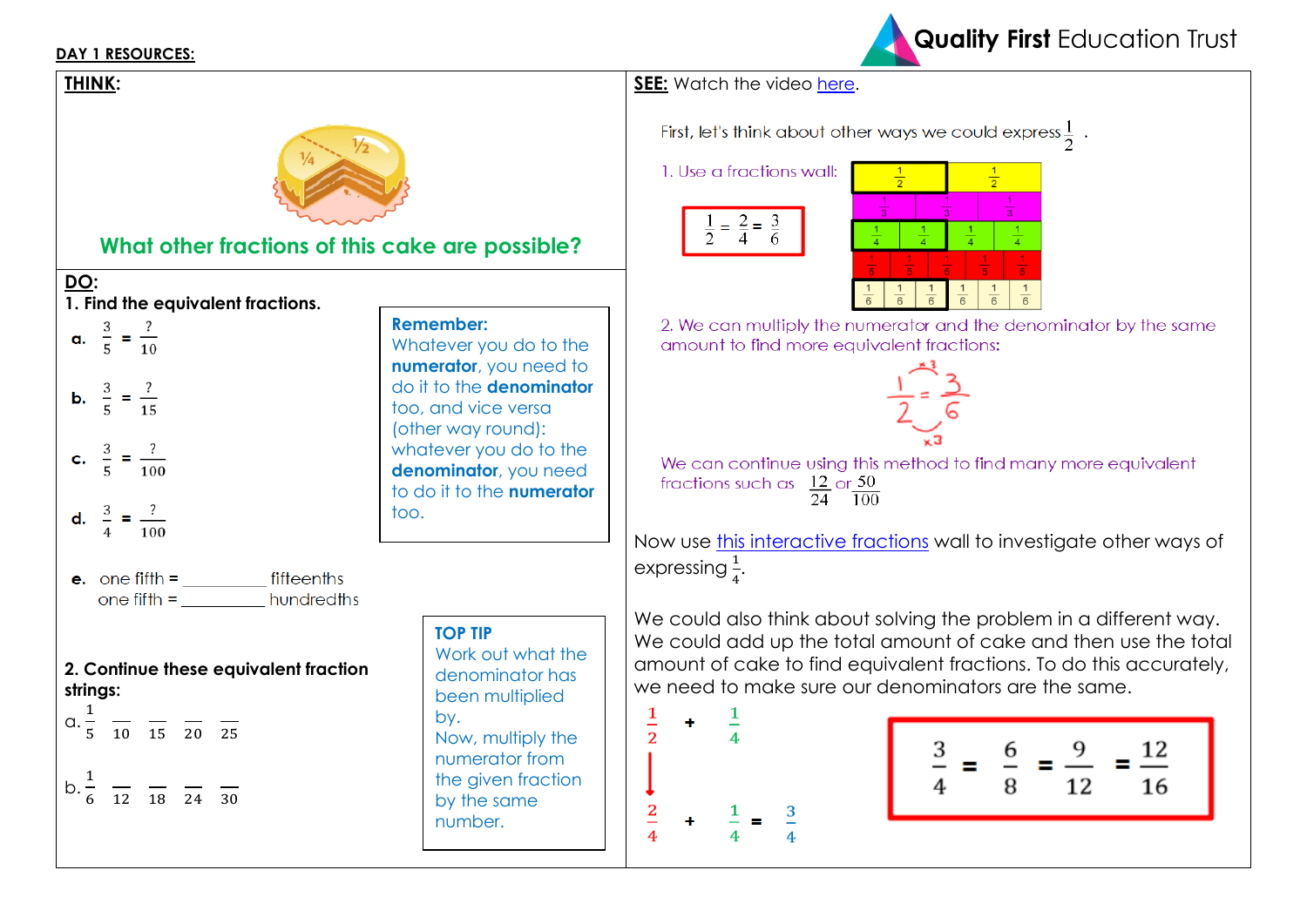**DAY 1 RESOURCES:**

Quality First Education Trust

## THINK:

**What other fractions of this cake are possible?**

## DO:

**1. Find the equivalent fractions.**

a. $\frac{3}{5} = \frac{?}{10}$

b. $\frac{3}{5} = \frac{?}{15}$

c. $\frac{3}{5} = \frac{?}{100}$

d. $\frac{3}{4} = \frac{?}{100}$

e. one fifth = __________ fifteenths
one fifth = __________ hundredths

**Remember:**
Whatever you do to the **numerator**, you need to do it to the **denominator** too, and vice versa (other way round): whatever you do to the **denominator**, you need to do it to the **numerator** too.

**2. Continue these equivalent fraction strings:**

a. $\frac{1}{5}$ $\frac{\quad}{10}$ $\frac{\quad}{15}$ $\frac{\quad}{20}$ $\frac{\quad}{25}$

b. $\frac{1}{6}$ $\frac{\quad}{12}$ $\frac{\quad}{18}$ $\frac{\quad}{24}$ $\frac{\quad}{30}$

**TOP TIP**
Work out what the denominator has been multiplied by.
Now, multiply the numerator from the given fraction by the same number.

## SEE: Watch the video here.

First, let's think about other ways we could express $\frac{1}{2}$ .

1. Use a fractions wall:

$\frac{1}{2} = \frac{2}{4} = \frac{3}{6}$

| $\frac{1}{2}$ | | | $\frac{1}{2}$ | | |
|---|---|---|---|---|---|
| $\frac{1}{3}$ | | $\frac{1}{3}$ | | $\frac{1}{3}$ | |
| $\frac{1}{4}$ | $\frac{1}{4}$ | $\frac{1}{4}$ | $\frac{1}{4}$ | | |
| $\frac{1}{5}$ | $\frac{1}{5}$ | $\frac{1}{5}$ | $\frac{1}{5}$ | $\frac{1}{5}$ | |
| $\frac{1}{6}$ | $\frac{1}{6}$ | $\frac{1}{6}$ | $\frac{1}{6}$ | $\frac{1}{6}$ | $\frac{1}{6}$ |

2. We can multiply the numerator and the denominator by the same amount to find more equivalent fractions:

$$\frac{1}{2} \overset{\times 3}{=} \frac{3}{6}$$

We can continue using this method to find many more equivalent fractions such as $\frac{12}{24}$ or $\frac{50}{100}$

Now use this interactive fractions wall to investigate other ways of expressing $\frac{1}{4}$.

We could also think about solving the problem in a different way. We could add up the total amount of cake and then use the total amount of cake to find equivalent fractions. To do this accurately, we need to make sure our denominators are the same.

$\frac{1}{2} + \frac{1}{4}$

$\frac{2}{4} + \frac{1}{4} = \frac{3}{4}$

$$\frac{3}{4} = \frac{6}{8} = \frac{9}{12} = \frac{12}{16}$$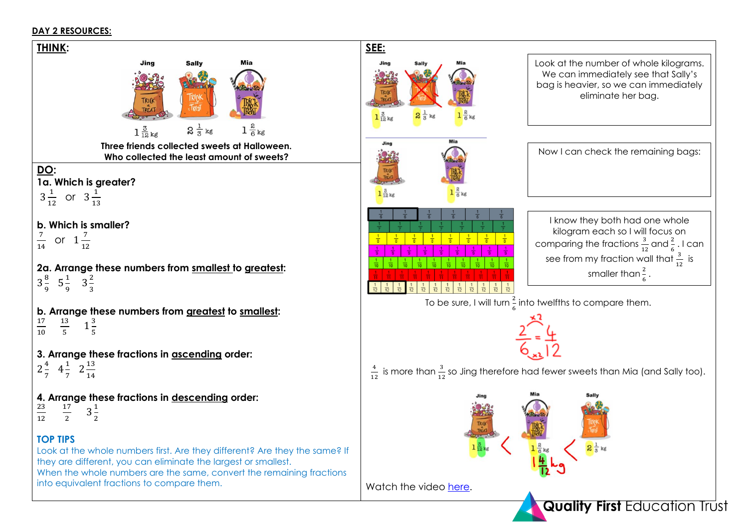**DAY 2 RESOURCES:**

## THINK:

Jing $1\frac{3}{12}$ kg Sally $2\frac{1}{3}$ kg Mia $1\frac{2}{6}$ kg

**Three friends collected sweets at Halloween. Who collected the least amount of sweets?**

## DO:

**1a. Which is greater?**

$3\frac{1}{12}$ or $3\frac{1}{13}$

**b. Which is smaller?**

$\frac{7}{14}$ or $1\frac{7}{12}$

**2a. Arrange these numbers from smallest to greatest:**

$3\frac{8}{9}$ $5\frac{1}{9}$ $3\frac{2}{3}$

**b. Arrange these numbers from greatest to smallest:**

$\frac{17}{10}$ $\frac{13}{5}$ $1\frac{3}{5}$

**3. Arrange these fractions in ascending order:**

$2\frac{4}{7}$ $4\frac{1}{7}$ $2\frac{13}{14}$

**4. Arrange these fractions in descending order:**

$\frac{23}{12}$ $\frac{17}{2}$ $3\frac{1}{2}$

### TOP TIPS

Look at the whole numbers first. Are they different? Are they the same? If they are different, you can eliminate the largest or smallest.

When the whole numbers are the same, convert the remaining fractions into equivalent fractions to compare them.

## SEE:

Jing $1\frac{3}{12}$ kg Sally $2\frac{1}{3}$ kg Mia $1\frac{2}{6}$ kg

Look at the number of whole kilograms. We can immediately see that Sally's bag is heavier, so we can immediately eliminate her bag.

Jing $1\frac{3}{12}$ kg Mia $1\frac{2}{6}$ kg

Now I can check the remaining bags:

I know they both had one whole kilogram each so I will focus on comparing the fractions $\frac{3}{12}$ and $\frac{2}{6}$. I can see from my fraction wall that $\frac{3}{12}$ is smaller than $\frac{2}{6}$.

To be sure, I will turn $\frac{2}{6}$ into twelfths to compare them.

$$\frac{2}{6} = \frac{4}{12} \quad (\times 2)$$

$\frac{4}{12}$ is more than $\frac{3}{12}$ so Jing therefore had fewer sweets than Mia (and Sally too).

Jing $1\frac{3}{12}$ kg < Mia $1\frac{2}{6}$ kg ($1\frac{4}{12}$ kg) < Sally $2\frac{1}{3}$ kg

Watch the video here.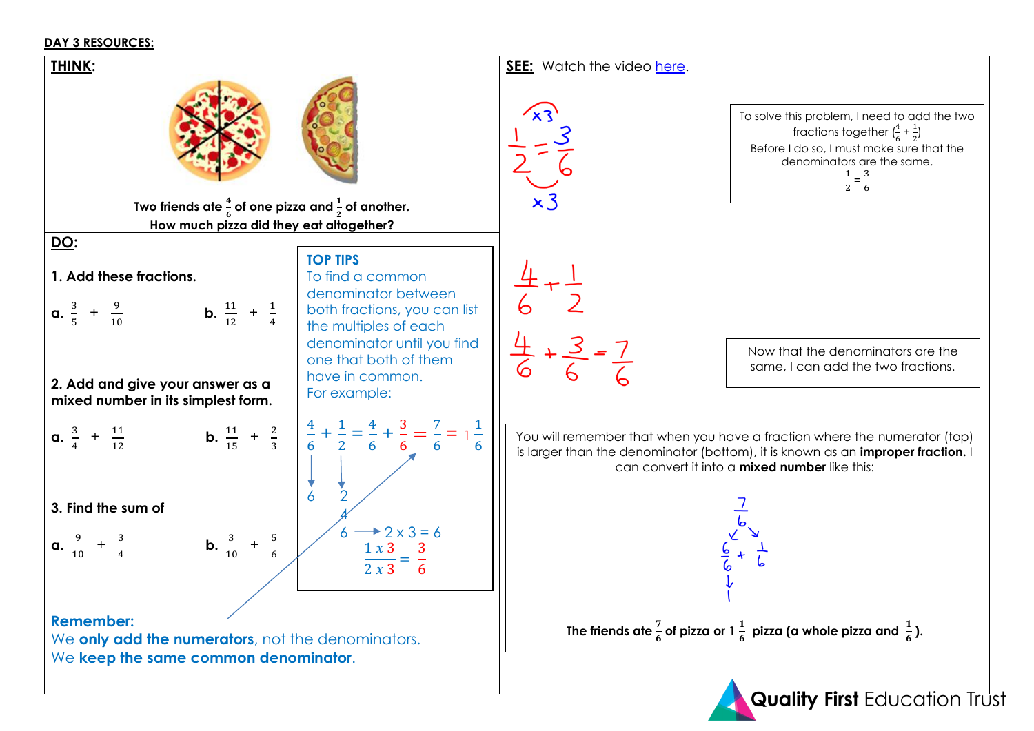**DAY 3 RESOURCES:**

## THINK:

Two friends ate $\frac{4}{6}$ of one pizza and $\frac{1}{2}$ of another.
How much pizza did they eat altogether?

## DO:

**1. Add these fractions.**

a. $\frac{3}{5} + \frac{9}{10}$

b. $\frac{11}{12} + \frac{1}{4}$

**2. Add and give your answer as a mixed number in its simplest form.**

a. $\frac{3}{4} + \frac{11}{12}$

b. $\frac{11}{15} + \frac{2}{3}$

**3. Find the sum of**

a. $\frac{9}{10} + \frac{3}{4}$

b. $\frac{3}{10} + \frac{5}{6}$

**TOP TIPS**
To find a common denominator between both fractions, you can list the multiples of each denominator until you find one that both of them have in common.
For example:

$$\frac{4}{6} + \frac{1}{2} = \frac{4}{6} + \frac{3}{6} = \frac{7}{6} = 1\frac{1}{6}$$

6 → 6
2 → 2, 4, 6 → $2 \times 3 = 6$

$$\frac{1 \times 3}{2 \times 3} = \frac{3}{6}$$

**Remember:**
We **only add the numerators**, not the denominators.
We **keep the same common denominator**.

## SEE:

Watch the video here.

$$\frac{1}{2} \xrightarrow{\times 3} \frac{3}{6}$$

To solve this problem, I need to add the two fractions together ($\frac{4}{6} + \frac{1}{2}$)
Before I do so, I must make sure that the denominators are the same.
$\frac{1}{2} = \frac{3}{6}$

$$\frac{4}{6} + \frac{1}{2}$$

$$\frac{4}{6} + \frac{3}{6} = \frac{7}{6}$$

Now that the denominators are the same, I can add the two fractions.

You will remember that when you have a fraction where the numerator (top) is larger than the denominator (bottom), it is known as an **improper fraction.** I can convert it into a **mixed number** like this:

$$\frac{7}{6} = \frac{6}{6} + \frac{1}{6}, \quad \frac{6}{6} = 1$$

**The friends ate $\frac{7}{6}$ of pizza or $1\frac{1}{6}$ pizza (a whole pizza and $\frac{1}{6}$).**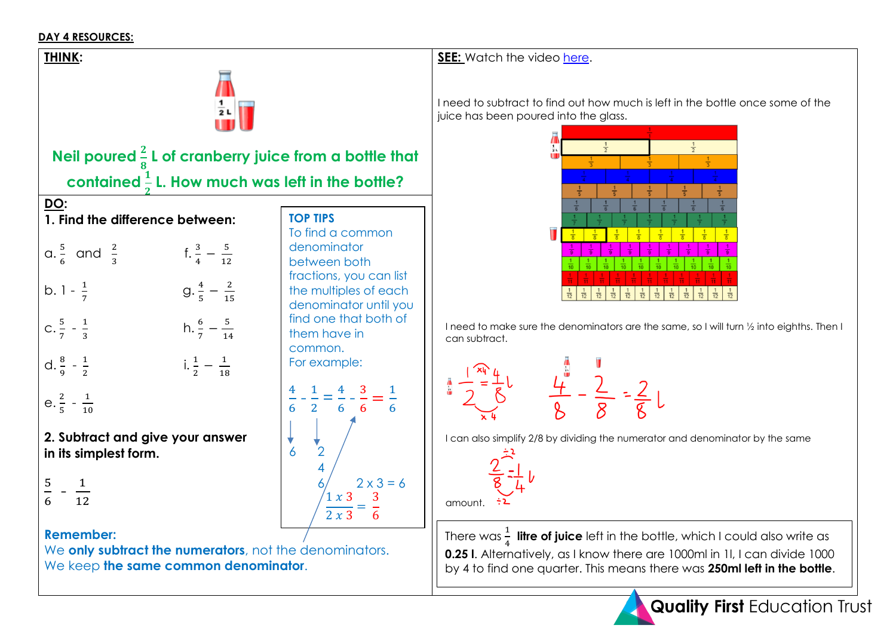**DAY 4 RESOURCES:**

## THINK:

**Neil poured $\frac{2}{8}$ L of cranberry juice from a bottle that contained $\frac{1}{2}$ L. How much was left in the bottle?**

## DO:

**1. Find the difference between:**

a. $\frac{5}{6}$ and $\frac{2}{3}$

b. $1 - \frac{1}{7}$

c. $\frac{5}{7} - \frac{1}{3}$

d. $\frac{8}{9} - \frac{1}{2}$

e. $\frac{2}{5} - \frac{1}{10}$

f. $\frac{3}{4} - \frac{5}{12}$

g. $\frac{4}{5} - \frac{2}{15}$

h. $\frac{6}{7} - \frac{5}{14}$

i. $\frac{1}{2} - \frac{1}{18}$

**2. Subtract and give your answer in its simplest form.**

$\frac{5}{6} - \frac{1}{12}$

**TOP TIPS**

To find a common denominator between both fractions, you can list the multiples of each denominator until you find one that both of them have in common.

For example:

$\frac{4}{6} - \frac{1}{2} = \frac{4}{6} - \frac{3}{6} = \frac{1}{6}$

6: 6
2: 2, 4, 6

2 x 3 = 6

$\frac{1 \times 3}{2 \times 3} = \frac{3}{6}$

**Remember:**

We **only subtract the numerators**, not the denominators.

We keep **the same common denominator**.

## SEE: Watch the video here.

I need to subtract to find out how much is left in the bottle once some of the juice has been poured into the glass.

I need to make sure the denominators are the same, so I will turn ½ into eighths. Then I can subtract.

$\frac{1}{2} = \frac{4}{8}$ l (×4)

$\frac{4}{8} - \frac{2}{8} = \frac{2}{8}$ l

I can also simplify 2/8 by dividing the numerator and denominator by the same amount.

$\frac{2}{8} = \frac{1}{4}$ l (÷2)

There was $\frac{1}{4}$ **litre of juice** left in the bottle, which I could also write as **0.25 l**. Alternatively, as I know there are 1000ml in 1l, I can divide 1000 by 4 to find one quarter. This means there was **250ml left in the bottle**.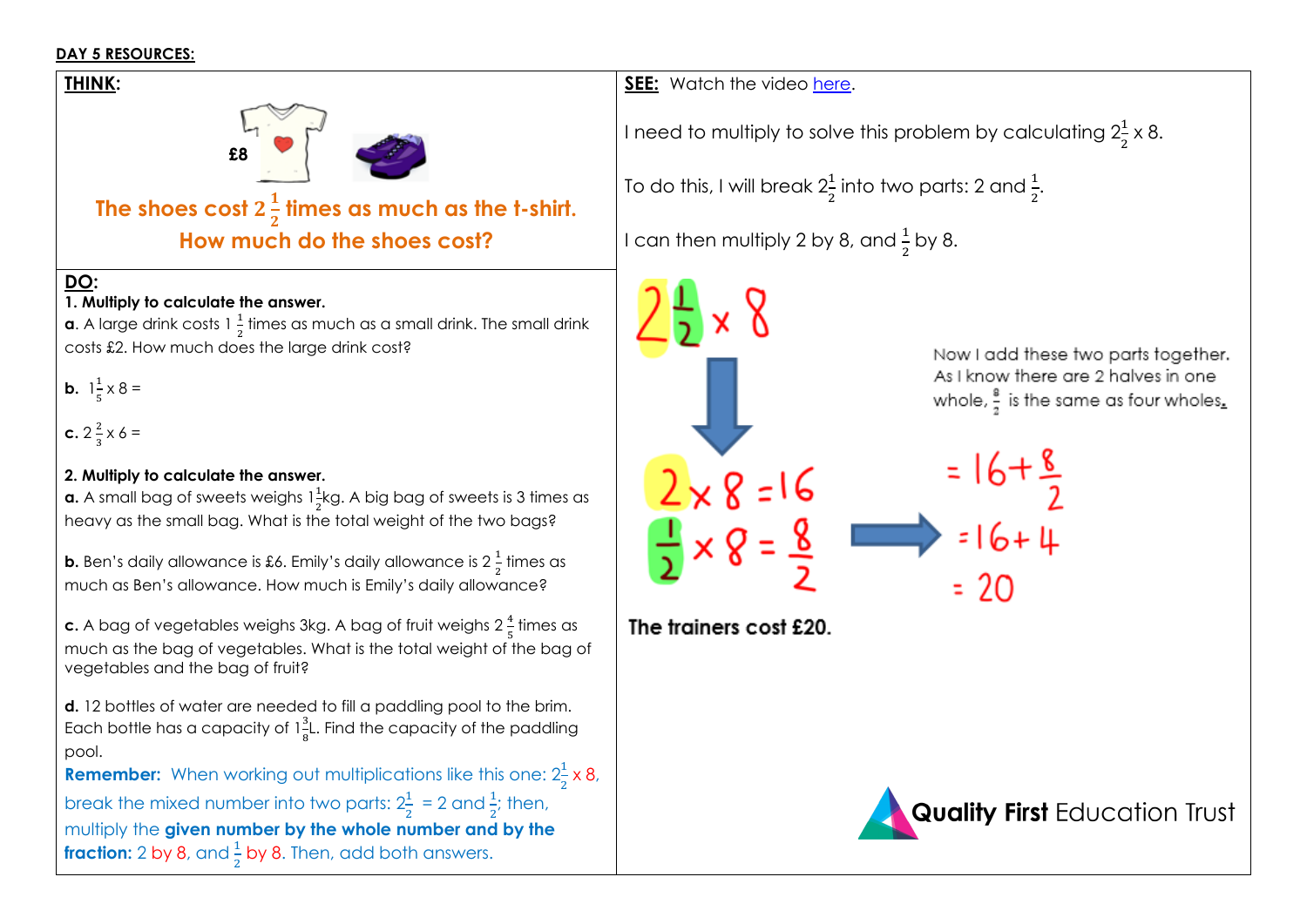**DAY 5 RESOURCES:**

**THINK:**

£8

**The shoes cost $2\frac{1}{2}$ times as much as the t-shirt.**
**How much do the shoes cost?**

**DO:**

**1. Multiply to calculate the answer.**

**a**. A large drink costs $1\frac{1}{2}$ times as much as a small drink. The small drink costs £2. How much does the large drink cost?

**b.** $1\frac{1}{5} \times 8 =$

**c.** $2\frac{2}{3} \times 6 =$

**2. Multiply to calculate the answer.**

**a.** A small bag of sweets weighs $1\frac{1}{2}$kg. A big bag of sweets is 3 times as heavy as the small bag. What is the total weight of the two bags?

**b.** Ben's daily allowance is £6. Emily's daily allowance is $2\frac{1}{2}$ times as much as Ben's allowance. How much is Emily's daily allowance?

**c.** A bag of vegetables weighs 3kg. A bag of fruit weighs $2\frac{4}{5}$ times as much as the bag of vegetables. What is the total weight of the bag of vegetables and the bag of fruit?

**d.** 12 bottles of water are needed to fill a paddling pool to the brim. Each bottle has a capacity of $1\frac{3}{8}$L. Find the capacity of the paddling pool.

**Remember:** When working out multiplications like this one: $2\frac{1}{2} \times 8$, break the mixed number into two parts: $2\frac{1}{2}$ = 2 and $\frac{1}{2}$; then, multiply the **given number by the whole number and by the fraction:** 2 by 8, and $\frac{1}{2}$ by 8. Then, add both answers.

**SEE:** Watch the video here.

I need to multiply to solve this problem by calculating $2\frac{1}{2} \times 8$.

To do this, I will break $2\frac{1}{2}$ into two parts: 2 and $\frac{1}{2}$.

I can then multiply 2 by 8, and $\frac{1}{2}$ by 8.

$2\frac{1}{2} \times 8$

$2 \times 8 = 16$

$\frac{1}{2} \times 8 = \frac{8}{2}$

Now I add these two parts together. As I know there are 2 halves in one whole, $\frac{8}{2}$ is the same as four wholes.

$= 16 + \frac{8}{2}$

$= 16 + 4$

$= 20$

**The trainers cost £20.**

**Quality First** Education Trust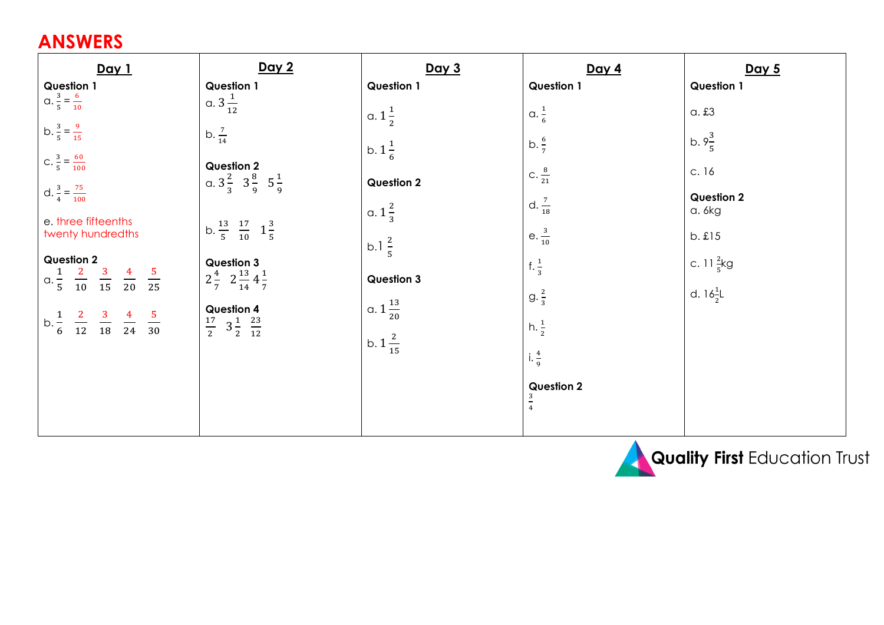# ANSWERS

## Day 1

**Question 1**

a. $\frac{3}{5} = \frac{6}{10}$

b. $\frac{3}{5} = \frac{9}{15}$

c. $\frac{3}{5} = \frac{60}{100}$

d. $\frac{3}{4} = \frac{75}{100}$

e. three fifteenths
twenty hundredths

**Question 2**

a. $\frac{1}{5}$ $\frac{2}{10}$ $\frac{3}{15}$ $\frac{4}{20}$ $\frac{5}{25}$

b. $\frac{1}{6}$ $\frac{2}{12}$ $\frac{3}{18}$ $\frac{4}{24}$ $\frac{5}{30}$

## Day 2

**Question 1**

a. $3\frac{1}{12}$

b. $\frac{7}{14}$

**Question 2**

a. $3\frac{2}{3}$ $3\frac{8}{9}$ $5\frac{1}{9}$

b. $\frac{13}{5}$ $\frac{17}{10}$ $1\frac{3}{5}$

**Question 3**

$2\frac{4}{7}$ $2\frac{13}{14}$ $4\frac{1}{7}$

**Question 4**

$\frac{17}{2}$ $3\frac{1}{2}$ $\frac{23}{12}$

## Day 3

**Question 1**

a. $1\frac{1}{2}$

b. $1\frac{1}{6}$

**Question 2**

a. $1\frac{2}{3}$

b. $1\frac{2}{5}$

**Question 3**

a. $1\frac{13}{20}$

b. $1\frac{2}{15}$

## Day 4

**Question 1**

a. $\frac{1}{6}$

b. $\frac{6}{7}$

c. $\frac{8}{21}$

d. $\frac{7}{18}$

e. $\frac{3}{10}$

f. $\frac{1}{3}$

g. $\frac{2}{3}$

h. $\frac{1}{2}$

i. $\frac{4}{9}$

**Question 2**

$\frac{3}{4}$

## Day 5

**Question 1**

a. £3

b. $9\frac{3}{5}$

c. 16

**Question 2**

a. 6kg

b. £15

c. $11\frac{2}{5}$kg

d. $16\frac{1}{2}$L

Quality First Education Trust